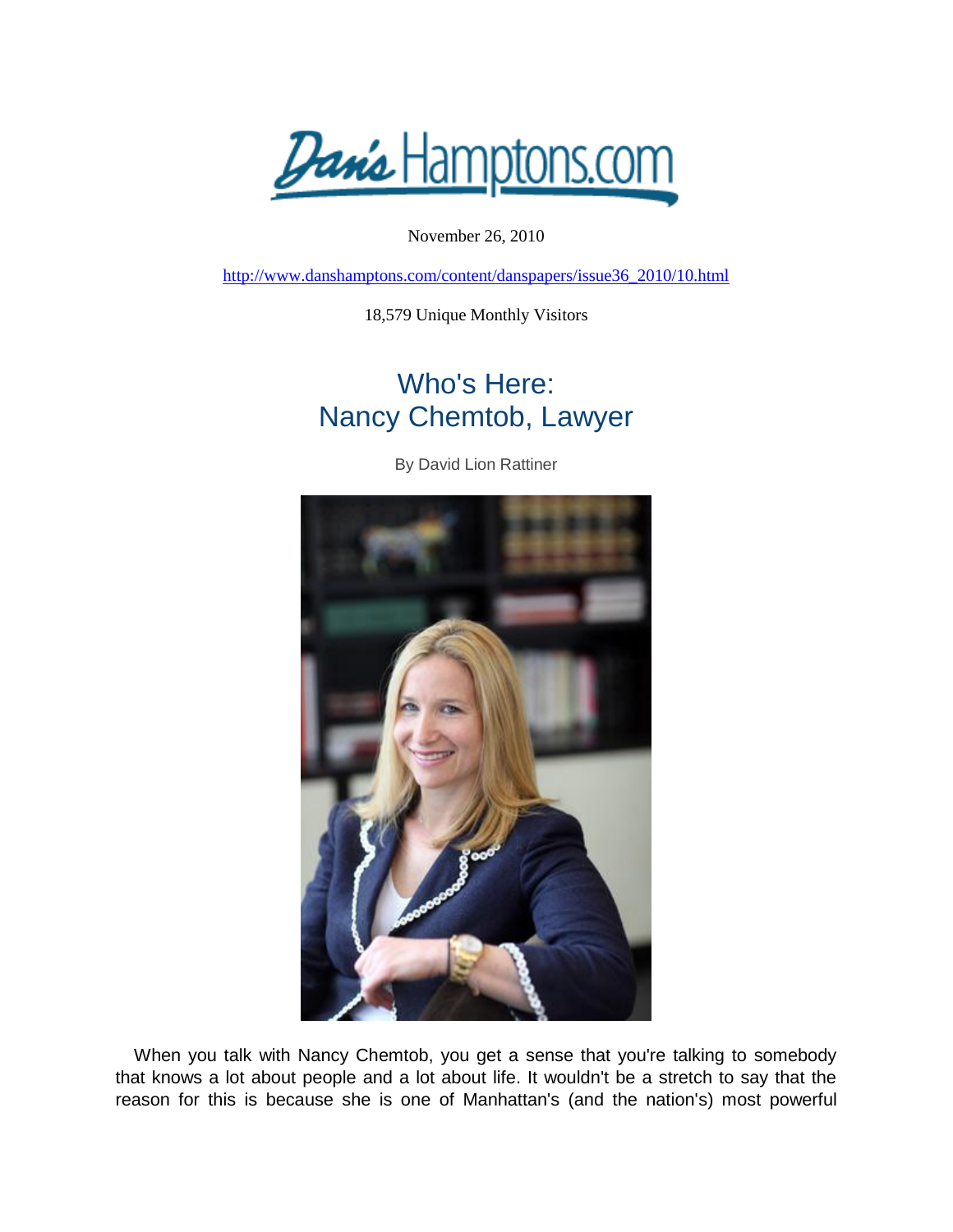Dan's Hamptons.com

November 26, 2010

http://www.danshamptons.com/content/danspapers/issue36_2010/10.html

18,579 Unique Monthly Visitors

# Who's Here:
# Nancy Chemtob, Lawyer

By David Lion Rattiner

When you talk with Nancy Chemtob, you get a sense that you're talking to somebody that knows a lot about people and a lot about life. It wouldn't be a stretch to say that the reason for this is because she is one of Manhattan's (and the nation's) most powerful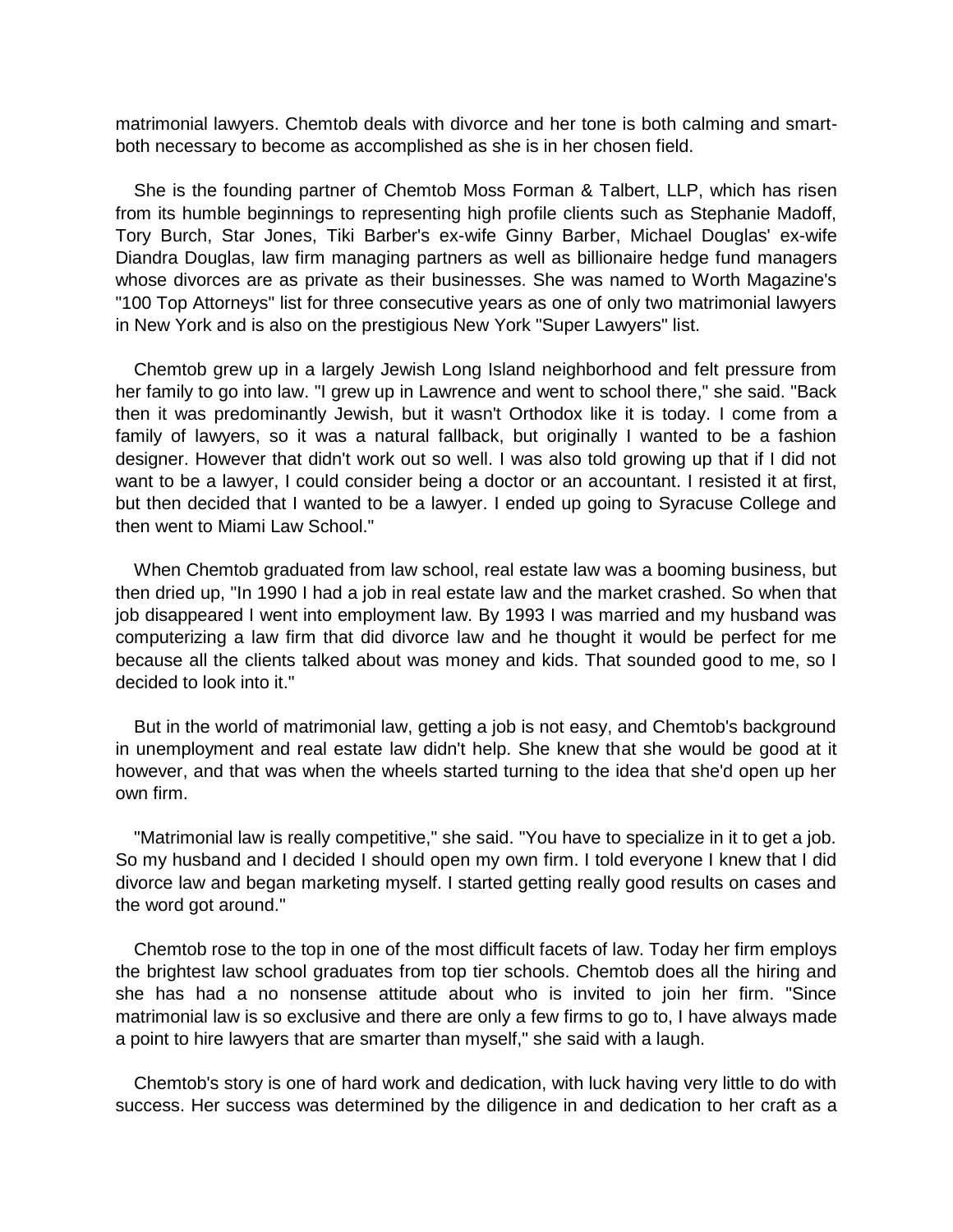matrimonial lawyers. Chemtob deals with divorce and her tone is both calming and smart- both necessary to become as accomplished as she is in her chosen field.

She is the founding partner of Chemtob Moss Forman & Talbert, LLP, which has risen from its humble beginnings to representing high profile clients such as Stephanie Madoff, Tory Burch, Star Jones, Tiki Barber's ex-wife Ginny Barber, Michael Douglas' ex-wife Diandra Douglas, law firm managing partners as well as billionaire hedge fund managers whose divorces are as private as their businesses. She was named to Worth Magazine's "100 Top Attorneys" list for three consecutive years as one of only two matrimonial lawyers in New York and is also on the prestigious New York "Super Lawyers" list.

Chemtob grew up in a largely Jewish Long Island neighborhood and felt pressure from her family to go into law. "I grew up in Lawrence and went to school there," she said. "Back then it was predominantly Jewish, but it wasn't Orthodox like it is today. I come from a family of lawyers, so it was a natural fallback, but originally I wanted to be a fashion designer. However that didn't work out so well. I was also told growing up that if I did not want to be a lawyer, I could consider being a doctor or an accountant. I resisted it at first, but then decided that I wanted to be a lawyer. I ended up going to Syracuse College and then went to Miami Law School."

When Chemtob graduated from law school, real estate law was a booming business, but then dried up, "In 1990 I had a job in real estate law and the market crashed. So when that job disappeared I went into employment law. By 1993 I was married and my husband was computerizing a law firm that did divorce law and he thought it would be perfect for me because all the clients talked about was money and kids. That sounded good to me, so I decided to look into it."

But in the world of matrimonial law, getting a job is not easy, and Chemtob's background in unemployment and real estate law didn't help. She knew that she would be good at it however, and that was when the wheels started turning to the idea that she'd open up her own firm.

"Matrimonial law is really competitive," she said. "You have to specialize in it to get a job. So my husband and I decided I should open my own firm. I told everyone I knew that I did divorce law and began marketing myself. I started getting really good results on cases and the word got around."

Chemtob rose to the top in one of the most difficult facets of law. Today her firm employs the brightest law school graduates from top tier schools. Chemtob does all the hiring and she has had a no nonsense attitude about who is invited to join her firm. "Since matrimonial law is so exclusive and there are only a few firms to go to, I have always made a point to hire lawyers that are smarter than myself," she said with a laugh.

Chemtob's story is one of hard work and dedication, with luck having very little to do with success. Her success was determined by the diligence in and dedication to her craft as a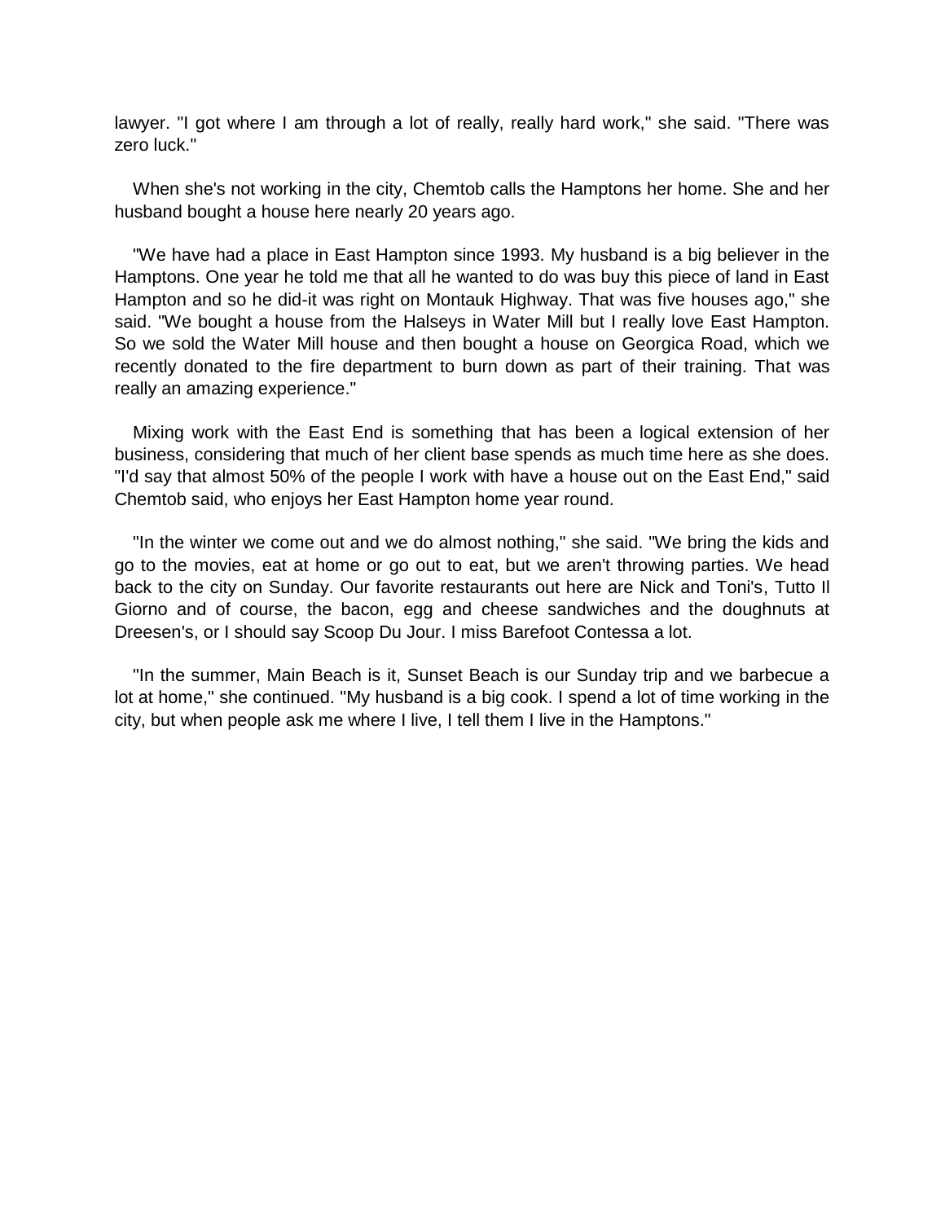lawyer. "I got where I am through a lot of really, really hard work," she said. "There was zero luck."

When she's not working in the city, Chemtob calls the Hamptons her home. She and her husband bought a house here nearly 20 years ago.

"We have had a place in East Hampton since 1993. My husband is a big believer in the Hamptons. One year he told me that all he wanted to do was buy this piece of land in East Hampton and so he did-it was right on Montauk Highway. That was five houses ago," she said. "We bought a house from the Halseys in Water Mill but I really love East Hampton. So we sold the Water Mill house and then bought a house on Georgica Road, which we recently donated to the fire department to burn down as part of their training. That was really an amazing experience."

Mixing work with the East End is something that has been a logical extension of her business, considering that much of her client base spends as much time here as she does. "I'd say that almost 50% of the people I work with have a house out on the East End," said Chemtob said, who enjoys her East Hampton home year round.

"In the winter we come out and we do almost nothing," she said. "We bring the kids and go to the movies, eat at home or go out to eat, but we aren't throwing parties. We head back to the city on Sunday. Our favorite restaurants out here are Nick and Toni's, Tutto Il Giorno and of course, the bacon, egg and cheese sandwiches and the doughnuts at Dreesen's, or I should say Scoop Du Jour. I miss Barefoot Contessa a lot.

"In the summer, Main Beach is it, Sunset Beach is our Sunday trip and we barbecue a lot at home," she continued. "My husband is a big cook. I spend a lot of time working in the city, but when people ask me where I live, I tell them I live in the Hamptons."